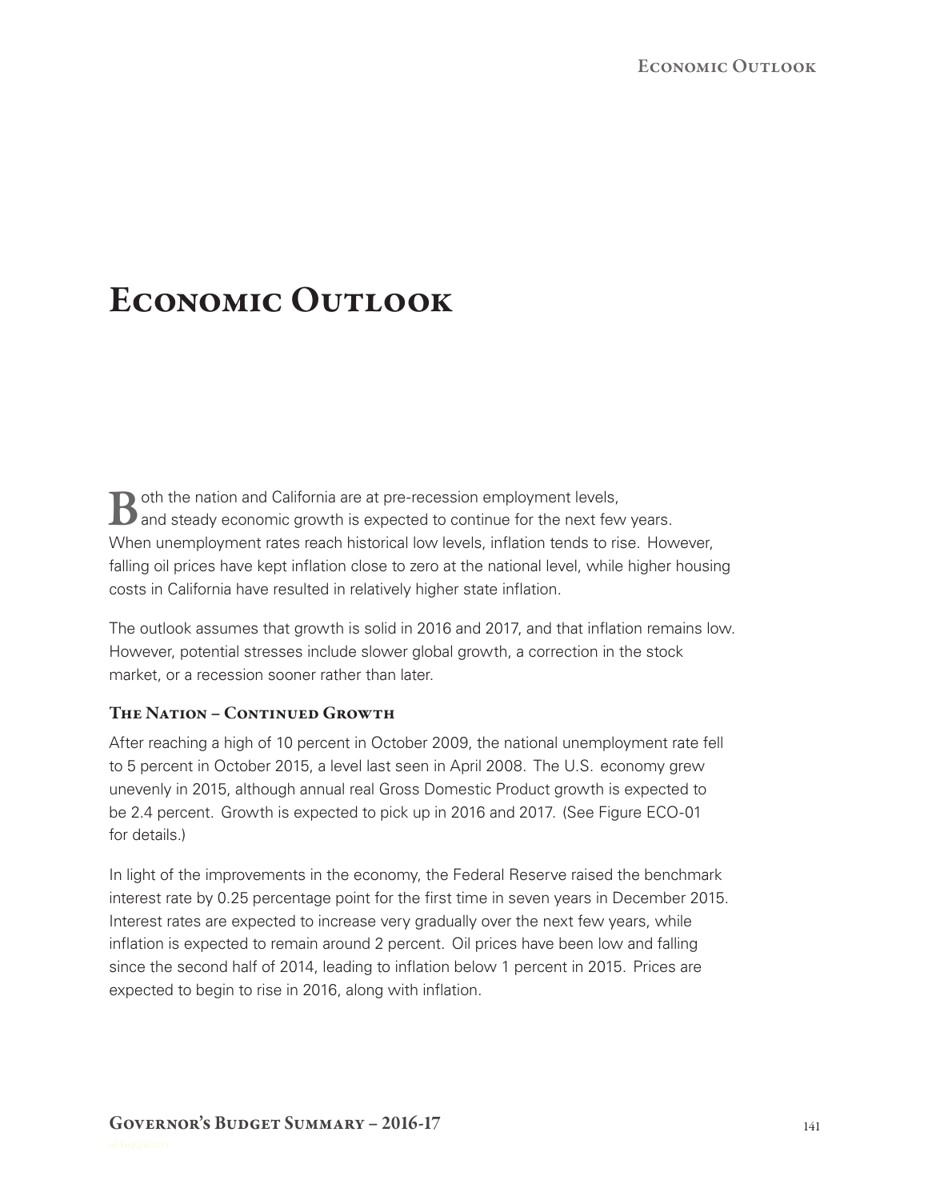# Economic Outlook

Both the nation and California are at pre-recession employment levels, and steady economic growth is expected to continue for the next few years. When unemployment rates reach historical low levels, inflation tends to rise. However, falling oil prices have kept inflation close to zero at the national level, while higher housing costs in California have resulted in relatively higher state inflation.

The outlook assumes that growth is solid in 2016 and 2017, and that inflation remains low. However, potential stresses include slower global growth, a correction in the stock market, or a recession sooner rather than later.

### The Nation – Continued Growth

After reaching a high of 10 percent in October 2009, the national unemployment rate fell to 5 percent in October 2015, a level last seen in April 2008. The U.S. economy grew unevenly in 2015, although annual real Gross Domestic Product growth is expected to be 2.4 percent. Growth is expected to pick up in 2016 and 2017. (See Figure ECO-01 for details.)

In light of the improvements in the economy, the Federal Reserve raised the benchmark interest rate by 0.25 percentage point for the first time in seven years in December 2015. Interest rates are expected to increase very gradually over the next few years, while inflation is expected to remain around 2 percent. Oil prices have been low and falling since the second half of 2014, leading to inflation below 1 percent in 2015. Prices are expected to begin to rise in 2016, along with inflation.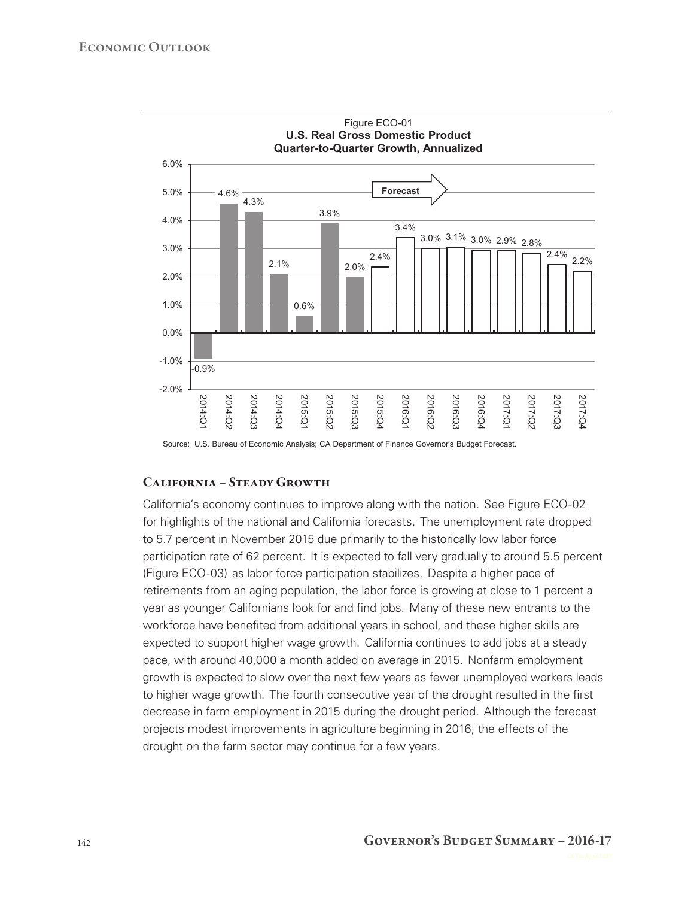Figure ECO-01
**U.S. Real Gross Domestic Product**
**Quarter-to-Quarter Growth, Annualized**

| Quarter | Growth |
|---|---|
| 2014:Q1 | -0.9% |
| 2014:Q2 | 4.6% |
| 2014:Q3 | 4.3% |
| 2014:Q4 | 2.1% |
| 2015:Q1 | 0.6% |
| 2015:Q2 | 3.9% |
| 2015:Q3 | 2.0% |
| 2015:Q4 (Forecast) | 2.4% |
| 2016:Q1 (Forecast) | 3.4% |
| 2016:Q2 (Forecast) | 3.0% |
| 2016:Q3 (Forecast) | 3.1% |
| 2016:Q4 (Forecast) | 3.0% |
| 2017:Q1 (Forecast) | 2.9% |
| 2017:Q2 (Forecast) | 2.8% |
| 2017:Q3 (Forecast) | 2.4% |
| 2017:Q4 (Forecast) | 2.2% |

Source: U.S. Bureau of Economic Analysis; CA Department of Finance Governor's Budget Forecast.

## California – Steady Growth

California's economy continues to improve along with the nation. See Figure ECO-02 for highlights of the national and California forecasts. The unemployment rate dropped to 5.7 percent in November 2015 due primarily to the historically low labor force participation rate of 62 percent. It is expected to fall very gradually to around 5.5 percent (Figure ECO-03) as labor force participation stabilizes. Despite a higher pace of retirements from an aging population, the labor force is growing at close to 1 percent a year as younger Californians look for and find jobs. Many of these new entrants to the workforce have benefited from additional years in school, and these higher skills are expected to support higher wage growth. California continues to add jobs at a steady pace, with around 40,000 a month added on average in 2015. Nonfarm employment growth is expected to slow over the next few years as fewer unemployed workers leads to higher wage growth. The fourth consecutive year of the drought resulted in the first decrease in farm employment in 2015 during the drought period. Although the forecast projects modest improvements in agriculture beginning in 2016, the effects of the drought on the farm sector may continue for a few years.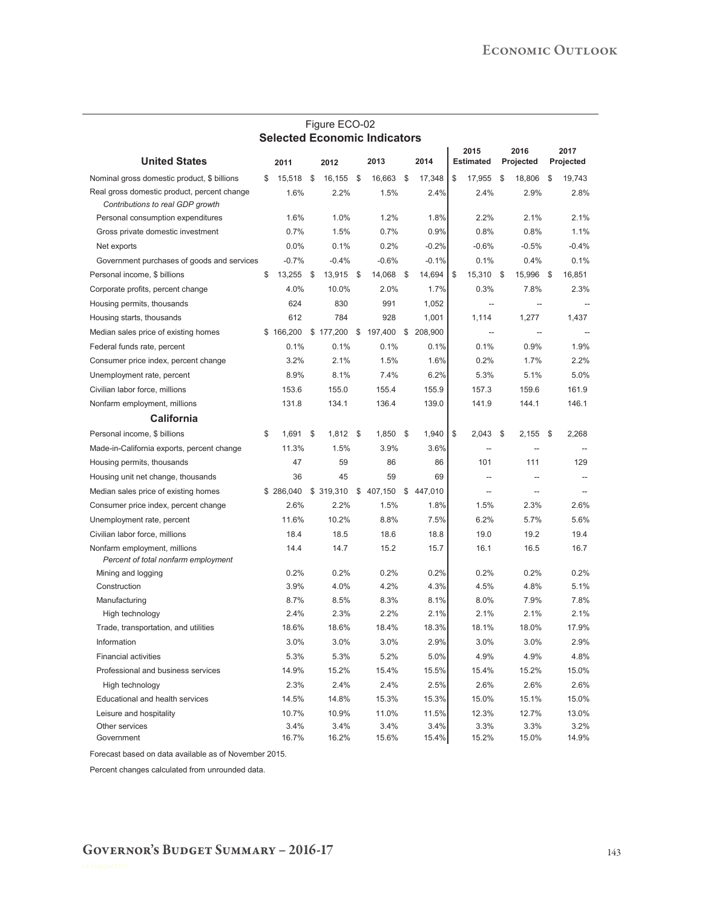Figure ECO-02

**Selected Economic Indicators**

| United States | 2011 | 2012 | 2013 | 2014 | 2015 Estimated | 2016 Projected | 2017 Projected |
|---|---|---|---|---|---|---|---|
| Nominal gross domestic product, $ billions | $ 15,518 | $ 16,155 | $ 16,663 | $ 17,348 | $ 17,955 | $ 18,806 | $ 19,743 |
| Real gross domestic product, percent change | 1.6% | 2.2% | 1.5% | 2.4% | 2.4% | 2.9% | 2.8% |
| *Contributions to real GDP growth* | | | | | | | |
| Personal consumption expenditures | 1.6% | 1.0% | 1.2% | 1.8% | 2.2% | 2.1% | 2.1% |
| Gross private domestic investment | 0.7% | 1.5% | 0.7% | 0.9% | 0.8% | 0.8% | 1.1% |
| Net exports | 0.0% | 0.1% | 0.2% | -0.2% | -0.6% | -0.5% | -0.4% |
| Government purchases of goods and services | -0.7% | -0.4% | -0.6% | -0.1% | 0.1% | 0.4% | 0.1% |
| Personal income, $ billions | $ 13,255 | $ 13,915 | $ 14,068 | $ 14,694 | $ 15,310 | $ 15,996 | $ 16,851 |
| Corporate profits, percent change | 4.0% | 10.0% | 2.0% | 1.7% | 0.3% | 7.8% | 2.3% |
| Housing permits, thousands | 624 | 830 | 991 | 1,052 | -- | -- | -- |
| Housing starts, thousands | 612 | 784 | 928 | 1,001 | 1,114 | 1,277 | 1,437 |
| Median sales price of existing homes | $ 166,200 | $ 177,200 | $ 197,400 | $ 208,900 | -- | -- | -- |
| Federal funds rate, percent | 0.1% | 0.1% | 0.1% | 0.1% | 0.1% | 0.9% | 1.9% |
| Consumer price index, percent change | 3.2% | 2.1% | 1.5% | 1.6% | 0.2% | 1.7% | 2.2% |
| Unemployment rate, percent | 8.9% | 8.1% | 7.4% | 6.2% | 5.3% | 5.1% | 5.0% |
| Civilian labor force, millions | 153.6 | 155.0 | 155.4 | 155.9 | 157.3 | 159.6 | 161.9 |
| Nonfarm employment, millions | 131.8 | 134.1 | 136.4 | 139.0 | 141.9 | 144.1 | 146.1 |
| **California** | | | | | | | |
| Personal income, $ billions | $ 1,691 | $ 1,812 | $ 1,850 | $ 1,940 | $ 2,043 | $ 2,155 | $ 2,268 |
| Made-in-California exports, percent change | 11.3% | 1.5% | 3.9% | 3.6% | -- | -- | -- |
| Housing permits, thousands | 47 | 59 | 86 | 86 | 101 | 111 | 129 |
| Housing unit net change, thousands | 36 | 45 | 59 | 69 | -- | -- | -- |
| Median sales price of existing homes | $ 286,040 | $ 319,310 | $ 407,150 | $ 447,010 | -- | -- | -- |
| Consumer price index, percent change | 2.6% | 2.2% | 1.5% | 1.8% | 1.5% | 2.3% | 2.6% |
| Unemployment rate, percent | 11.6% | 10.2% | 8.8% | 7.5% | 6.2% | 5.7% | 5.6% |
| Civilian labor force, millions | 18.4 | 18.5 | 18.6 | 18.8 | 19.0 | 19.2 | 19.4 |
| Nonfarm employment, millions | 14.4 | 14.7 | 15.2 | 15.7 | 16.1 | 16.5 | 16.7 |
| *Percent of total nonfarm employment* | | | | | | | |
| Mining and logging | 0.2% | 0.2% | 0.2% | 0.2% | 0.2% | 0.2% | 0.2% |
| Construction | 3.9% | 4.0% | 4.2% | 4.3% | 4.5% | 4.8% | 5.1% |
| Manufacturing | 8.7% | 8.5% | 8.3% | 8.1% | 8.0% | 7.9% | 7.8% |
| High technology | 2.4% | 2.3% | 2.2% | 2.1% | 2.1% | 2.1% | 2.1% |
| Trade, transportation, and utilities | 18.6% | 18.6% | 18.4% | 18.3% | 18.1% | 18.0% | 17.9% |
| Information | 3.0% | 3.0% | 3.0% | 2.9% | 3.0% | 3.0% | 2.9% |
| Financial activities | 5.3% | 5.3% | 5.2% | 5.0% | 4.9% | 4.9% | 4.8% |
| Professional and business services | 14.9% | 15.2% | 15.4% | 15.5% | 15.4% | 15.2% | 15.0% |
| High technology | 2.3% | 2.4% | 2.4% | 2.5% | 2.6% | 2.6% | 2.6% |
| Educational and health services | 14.5% | 14.8% | 15.3% | 15.3% | 15.0% | 15.1% | 15.0% |
| Leisure and hospitality | 10.7% | 10.9% | 11.0% | 11.5% | 12.3% | 12.7% | 13.0% |
| Other services | 3.4% | 3.4% | 3.4% | 3.4% | 3.3% | 3.3% | 3.2% |
| Government | 16.7% | 16.2% | 15.6% | 15.4% | 15.2% | 15.0% | 14.9% |

Forecast based on data available as of November 2015.

Percent changes calculated from unrounded data.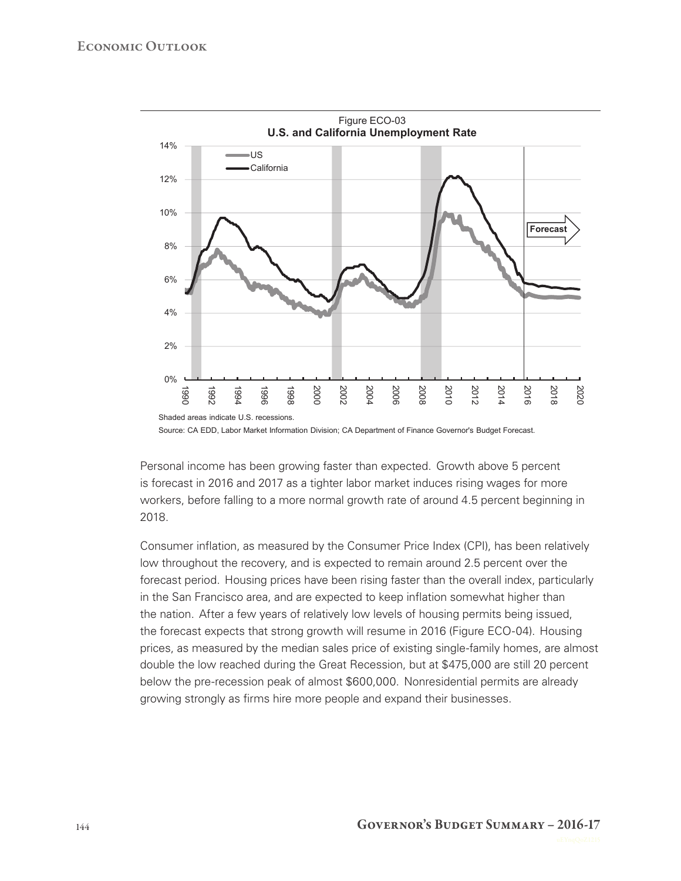Figure ECO-03

**U.S. and California Unemployment Rate**

Shaded areas indicate U.S. recessions.

Source: CA EDD, Labor Market Information Division; CA Department of Finance Governor's Budget Forecast.

Personal income has been growing faster than expected. Growth above 5 percent is forecast in 2016 and 2017 as a tighter labor market induces rising wages for more workers, before falling to a more normal growth rate of around 4.5 percent beginning in 2018.

Consumer inflation, as measured by the Consumer Price Index (CPI), has been relatively low throughout the recovery, and is expected to remain around 2.5 percent over the forecast period. Housing prices have been rising faster than the overall index, particularly in the San Francisco area, and are expected to keep inflation somewhat higher than the nation. After a few years of relatively low levels of housing permits being issued, the forecast expects that strong growth will resume in 2016 (Figure ECO-04). Housing prices, as measured by the median sales price of existing single-family homes, are almost double the low reached during the Great Recession, but at $475,000 are still 20 percent below the pre-recession peak of almost $600,000. Nonresidential permits are already growing strongly as firms hire more people and expand their businesses.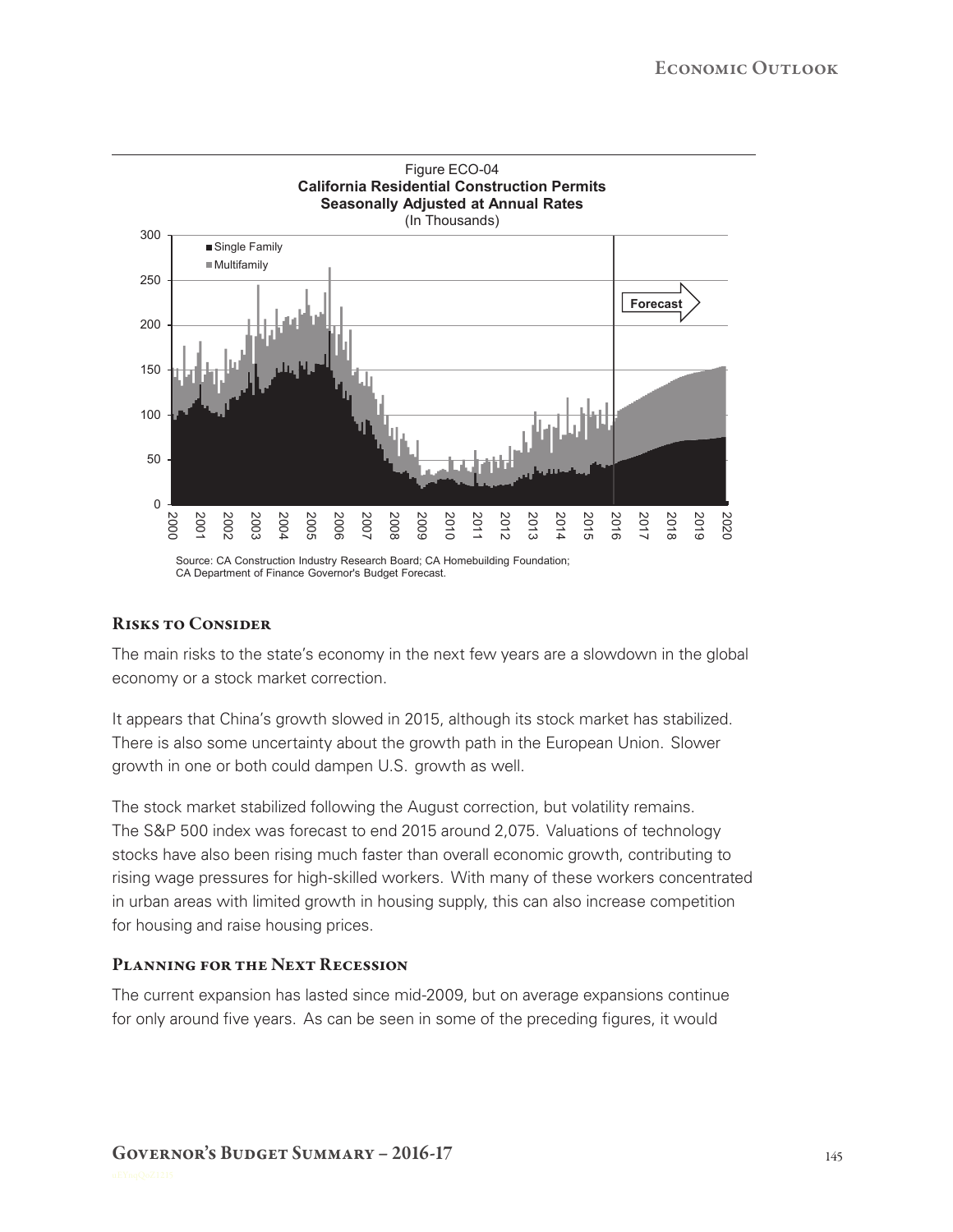Figure ECO-04
**California Residential Construction Permits Seasonally Adjusted at Annual Rates**
(In Thousands)

Source: CA Construction Industry Research Board; CA Homebuilding Foundation; CA Department of Finance Governor's Budget Forecast.

## Risks to Consider

The main risks to the state's economy in the next few years are a slowdown in the global economy or a stock market correction.

It appears that China's growth slowed in 2015, although its stock market has stabilized. There is also some uncertainty about the growth path in the European Union. Slower growth in one or both could dampen U.S. growth as well.

The stock market stabilized following the August correction, but volatility remains. The S&P 500 index was forecast to end 2015 around 2,075. Valuations of technology stocks have also been rising much faster than overall economic growth, contributing to rising wage pressures for high-skilled workers. With many of these workers concentrated in urban areas with limited growth in housing supply, this can also increase competition for housing and raise housing prices.

## Planning for the Next Recession

The current expansion has lasted since mid-2009, but on average expansions continue for only around five years. As can be seen in some of the preceding figures, it would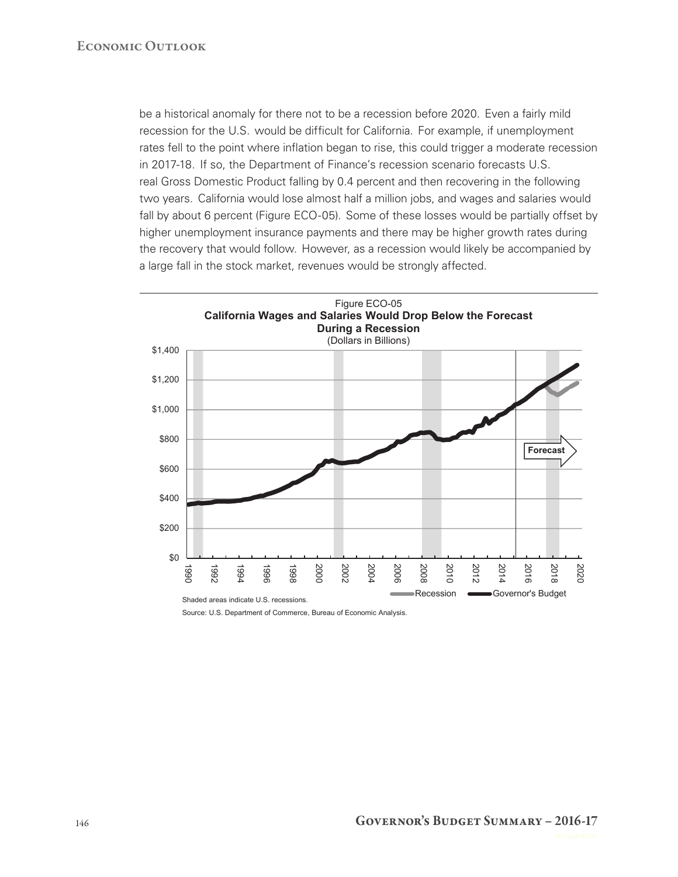be a historical anomaly for there not to be a recession before 2020. Even a fairly mild recession for the U.S. would be difficult for California. For example, if unemployment rates fell to the point where inflation began to rise, this could trigger a moderate recession in 2017-18. If so, the Department of Finance's recession scenario forecasts U.S. real Gross Domestic Product falling by 0.4 percent and then recovering in the following two years. California would lose almost half a million jobs, and wages and salaries would fall by about 6 percent (Figure ECO-05). Some of these losses would be partially offset by higher unemployment insurance payments and there may be higher growth rates during the recovery that would follow. However, as a recession would likely be accompanied by a large fall in the stock market, revenues would be strongly affected.

Figure ECO-05
**California Wages and Salaries Would Drop Below the Forecast During a Recession**
(Dollars in Billions)

$1,400
$1,200
$1,000
$800
$600
$400
$200
$0

1990 1992 1994 1996 1998 2000 2002 2004 2006 2008 2010 2012 2014 2016 2018 2020

Forecast

Recession
Governor's Budget

Shaded areas indicate U.S. recessions.

Source: U.S. Department of Commerce, Bureau of Economic Analysis.